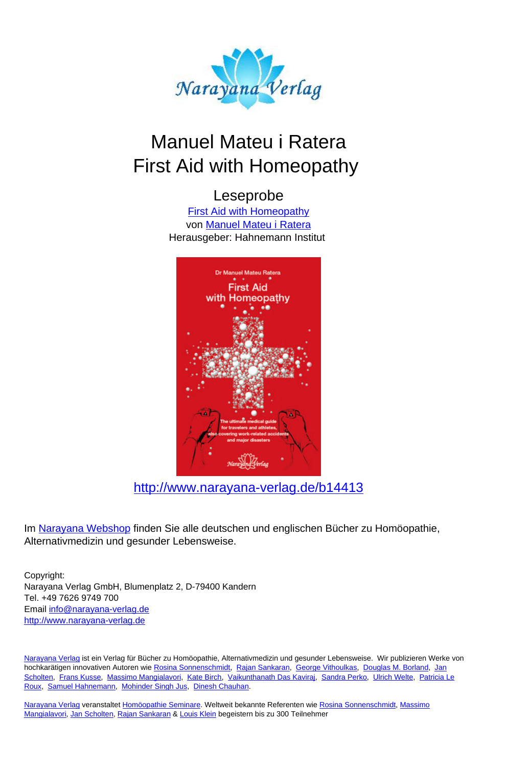# Manuel Mateu i Ratera
# First Aid with Homeopathy

## Leseprobe

First Aid with Homeopathy
von Manuel Mateu i Ratera
Herausgeber: Hahnemann Institut

http://www.narayana-verlag.de/b14413

Im Narayana Webshop finden Sie alle deutschen und englischen Bücher zu Homöopathie, Alternativmedizin und gesunder Lebensweise.

Copyright:
Narayana Verlag GmbH, Blumenplatz 2, D-79400 Kandern
Tel. +49 7626 9749 700
Email info@narayana-verlag.de
http://www.narayana-verlag.de

Narayana Verlag ist ein Verlag für Bücher zu Homöopathie, Alternativmedizin und gesunder Lebensweise. Wir publizieren Werke von hochkarätigen innovativen Autoren wie Rosina Sonnenschmidt, Rajan Sankaran, George Vithoulkas, Douglas M. Borland, Jan Scholten, Frans Kusse, Massimo Mangialavori, Kate Birch, Vaikunthanath Das Kaviraj, Sandra Perko, Ulrich Welte, Patricia Le Roux, Samuel Hahnemann, Mohinder Singh Jus, Dinesh Chauhan.

Narayana Verlag veranstaltet Homöopathie Seminare. Weltweit bekannte Referenten wie Rosina Sonnenschmidt, Massimo Mangialavori, Jan Scholten, Rajan Sankaran & Louis Klein begeistern bis zu 300 Teilnehmer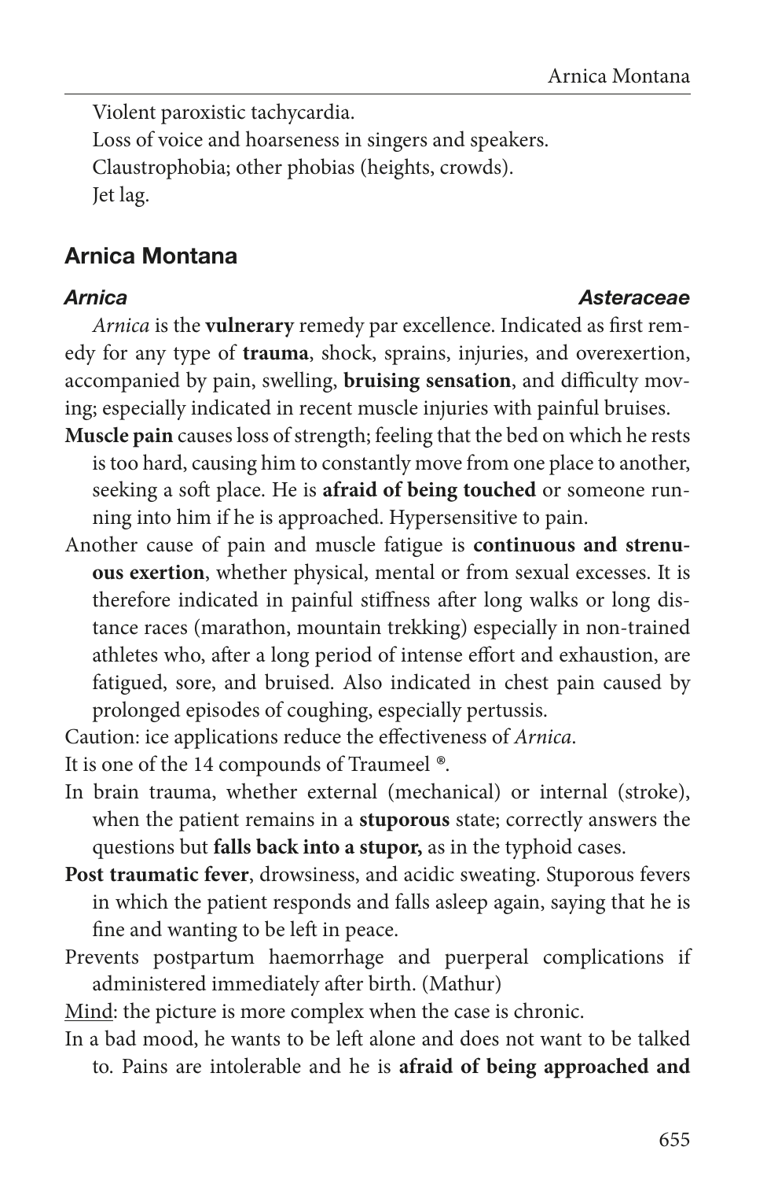Violent paroxistic tachycardia.
Loss of voice and hoarseness in singers and speakers.
Claustrophobia; other phobias (heights, crowds).
Jet lag.

## Arnica Montana

***Arnica*** ***Asteraceae***

*Arnica* is the **vulnerary** remedy par excellence. Indicated as first remedy for any type of **trauma**, shock, sprains, injuries, and overexertion, accompanied by pain, swelling, **bruising sensation**, and difficulty moving; especially indicated in recent muscle injuries with painful bruises.

**Muscle pain** causes loss of strength; feeling that the bed on which he rests is too hard, causing him to constantly move from one place to another, seeking a soft place. He is **afraid of being touched** or someone running into him if he is approached. Hypersensitive to pain.

Another cause of pain and muscle fatigue is **continuous and strenuous exertion**, whether physical, mental or from sexual excesses. It is therefore indicated in painful stiffness after long walks or long distance races (marathon, mountain trekking) especially in non-trained athletes who, after a long period of intense effort and exhaustion, are fatigued, sore, and bruised. Also indicated in chest pain caused by prolonged episodes of coughing, especially pertussis.

Caution: ice applications reduce the effectiveness of *Arnica*.

It is one of the 14 compounds of Traumeel ®.

In brain trauma, whether external (mechanical) or internal (stroke), when the patient remains in a **stuporous** state; correctly answers the questions but **falls back into a stupor,** as in the typhoid cases.

**Post traumatic fever**, drowsiness, and acidic sweating. Stuporous fevers in which the patient responds and falls asleep again, saying that he is fine and wanting to be left in peace.

Prevents postpartum haemorrhage and puerperal complications if administered immediately after birth. (Mathur)

<u>Mind</u>: the picture is more complex when the case is chronic.

In a bad mood, he wants to be left alone and does not want to be talked to. Pains are intolerable and he is **afraid of being approached and**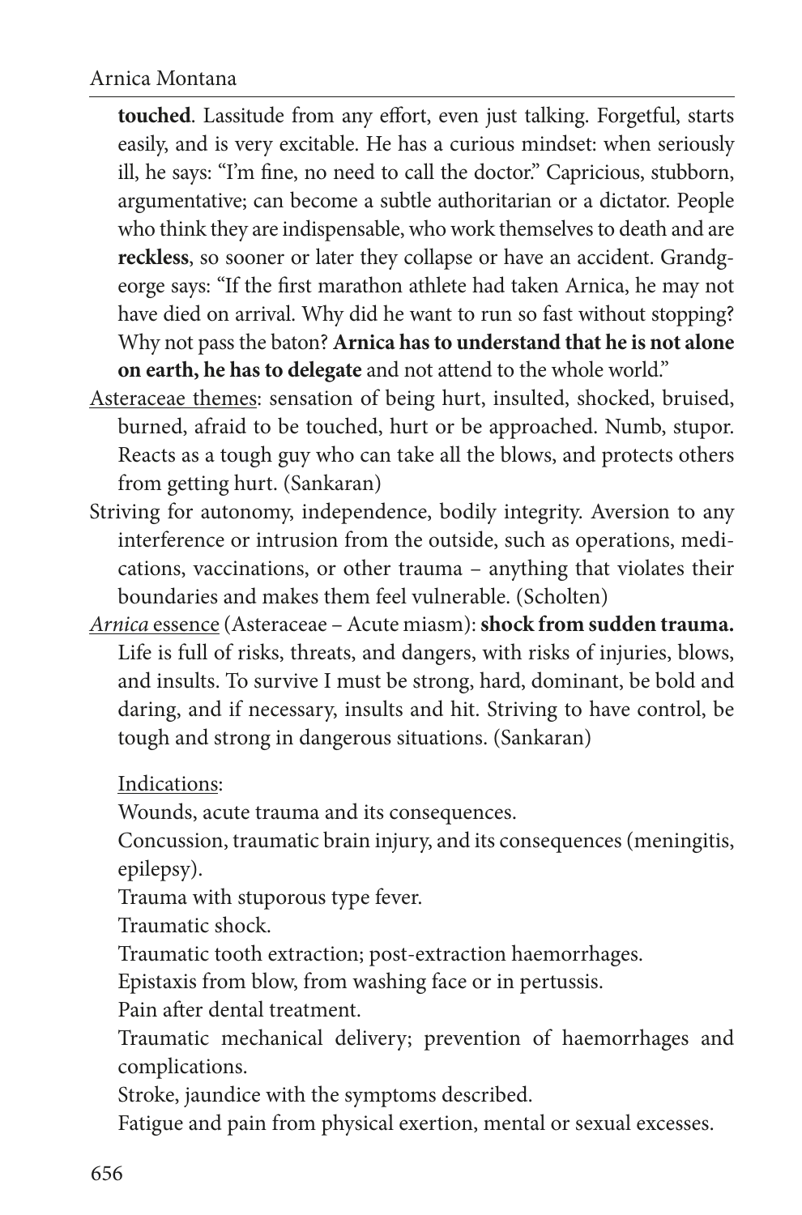**touched**. Lassitude from any effort, even just talking. Forgetful, starts easily, and is very excitable. He has a curious mindset: when seriously ill, he says: "I'm fine, no need to call the doctor." Capricious, stubborn, argumentative; can become a subtle authoritarian or a dictator. People who think they are indispensable, who work themselves to death and are **reckless**, so sooner or later they collapse or have an accident. Grandgeorge says: "If the first marathon athlete had taken Arnica, he may not have died on arrival. Why did he want to run so fast without stopping? Why not pass the baton? **Arnica has to understand that he is not alone on earth, he has to delegate** and not attend to the whole world."

<u>Asteraceae themes</u>: sensation of being hurt, insulted, shocked, bruised, burned, afraid to be touched, hurt or be approached. Numb, stupor. Reacts as a tough guy who can take all the blows, and protects others from getting hurt. (Sankaran)

Striving for autonomy, independence, bodily integrity. Aversion to any interference or intrusion from the outside, such as operations, medications, vaccinations, or other trauma – anything that violates their boundaries and makes them feel vulnerable. (Scholten)

<u>*Arnica* essence</u> (Asteraceae – Acute miasm): **shock from sudden trauma.** Life is full of risks, threats, and dangers, with risks of injuries, blows, and insults. To survive I must be strong, hard, dominant, be bold and daring, and if necessary, insults and hit. Striving to have control, be tough and strong in dangerous situations. (Sankaran)

<u>Indications</u>:

Wounds, acute trauma and its consequences.

Concussion, traumatic brain injury, and its consequences (meningitis, epilepsy).

Trauma with stuporous type fever.

Traumatic shock.

Traumatic tooth extraction; post-extraction haemorrhages.

Epistaxis from blow, from washing face or in pertussis.

Pain after dental treatment.

Traumatic mechanical delivery; prevention of haemorrhages and complications.

Stroke, jaundice with the symptoms described.

Fatigue and pain from physical exertion, mental or sexual excesses.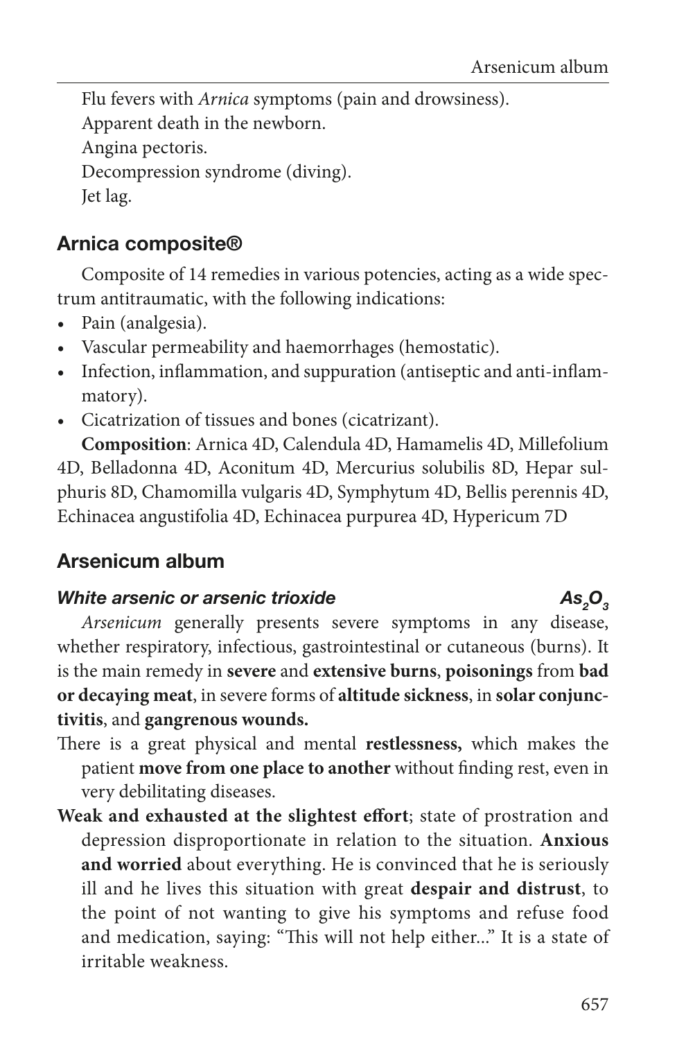Flu fevers with *Arnica* symptoms (pain and drowsiness).
Apparent death in the newborn.
Angina pectoris.
Decompression syndrome (diving).
Jet lag.

## Arnica composite®

Composite of 14 remedies in various potencies, acting as a wide spectrum antitraumatic, with the following indications:

- Pain (analgesia).
- Vascular permeability and haemorrhages (hemostatic).
- Infection, inflammation, and suppuration (antiseptic and anti-inflammatory).
- Cicatrization of tissues and bones (cicatrizant).

**Composition**: Arnica 4D, Calendula 4D, Hamamelis 4D, Millefolium 4D, Belladonna 4D, Aconitum 4D, Mercurius solubilis 8D, Hepar sulphuris 8D, Chamomilla vulgaris 4D, Symphytum 4D, Bellis perennis 4D, Echinacea angustifolia 4D, Echinacea purpurea 4D, Hypericum 7D

## Arsenicum album

### *White arsenic or arsenic trioxide* $As_2O_3$

*Arsenicum* generally presents severe symptoms in any disease, whether respiratory, infectious, gastrointestinal or cutaneous (burns). It is the main remedy in **severe** and **extensive burns**, **poisonings** from **bad or decaying meat**, in severe forms of **altitude sickness**, in **solar conjunctivitis**, and **gangrenous wounds.**

There is a great physical and mental **restlessness,** which makes the patient **move from one place to another** without finding rest, even in very debilitating diseases.

**Weak and exhausted at the slightest effort**; state of prostration and depression disproportionate in relation to the situation. **Anxious and worried** about everything. He is convinced that he is seriously ill and he lives this situation with great **despair and distrust**, to the point of not wanting to give his symptoms and refuse food and medication, saying: "This will not help either..." It is a state of irritable weakness.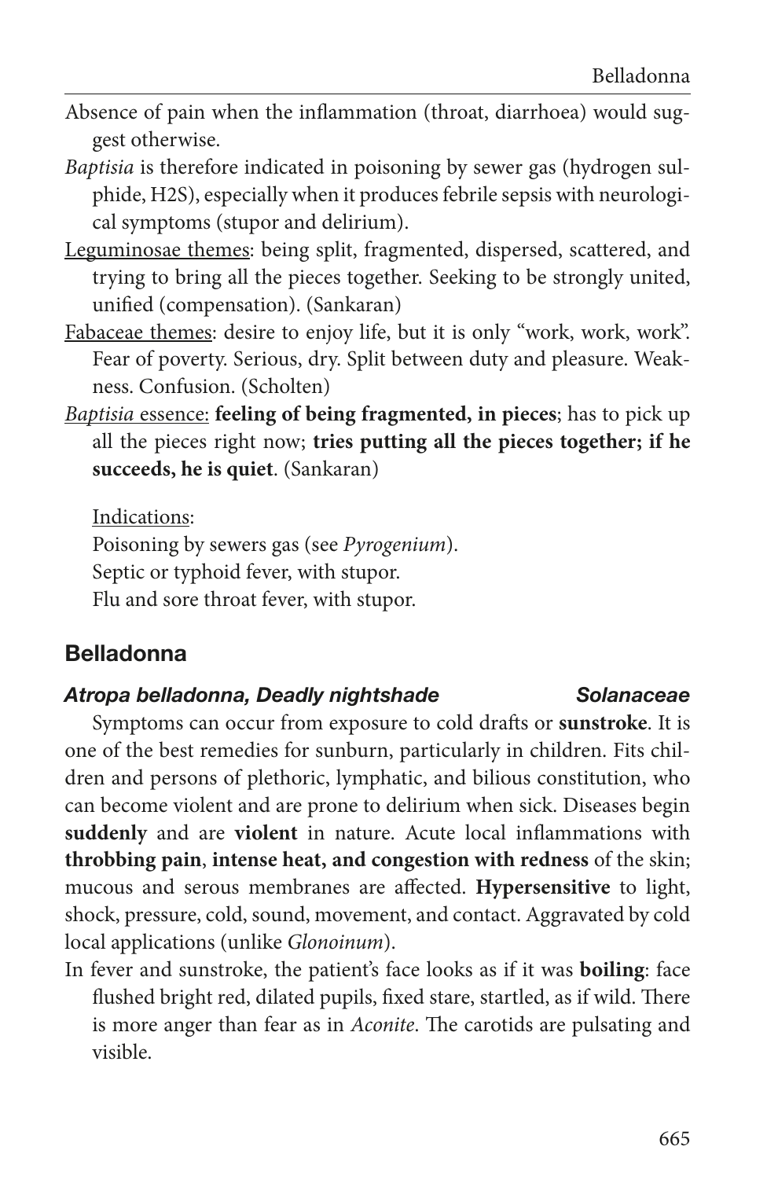Absence of pain when the inflammation (throat, diarrhoea) would suggest otherwise.

*Baptisia* is therefore indicated in poisoning by sewer gas (hydrogen sulphide, $H_2S$), especially when it produces febrile sepsis with neurological symptoms (stupor and delirium).

<u>Leguminosae themes</u>: being split, fragmented, dispersed, scattered, and trying to bring all the pieces together. Seeking to be strongly united, unified (compensation). (Sankaran)

<u>Fabaceae themes</u>: desire to enjoy life, but it is only "work, work, work". Fear of poverty. Serious, dry. Split between duty and pleasure. Weakness. Confusion. (Scholten)

<u>*Baptisia* essence</u>: **feeling of being fragmented, in pieces**; has to pick up all the pieces right now; **tries putting all the pieces together; if he succeeds, he is quiet**. (Sankaran)

<u>Indications</u>:
Poisoning by sewers gas (see *Pyrogenium*).
Septic or typhoid fever, with stupor.
Flu and sore throat fever, with stupor.

## Belladonna

### *Atropa belladonna, Deadly nightshade* — *Solanaceae*

Symptoms can occur from exposure to cold drafts or **sunstroke**. It is one of the best remedies for sunburn, particularly in children. Fits children and persons of plethoric, lymphatic, and bilious constitution, who can become violent and are prone to delirium when sick. Diseases begin **suddenly** and are **violent** in nature. Acute local inflammations with **throbbing pain**, **intense heat, and congestion with redness** of the skin; mucous and serous membranes are affected. **Hypersensitive** to light, shock, pressure, cold, sound, movement, and contact. Aggravated by cold local applications (unlike *Glonoinum*).

In fever and sunstroke, the patient's face looks as if it was **boiling**: face flushed bright red, dilated pupils, fixed stare, startled, as if wild. There is more anger than fear as in *Aconite*. The carotids are pulsating and visible.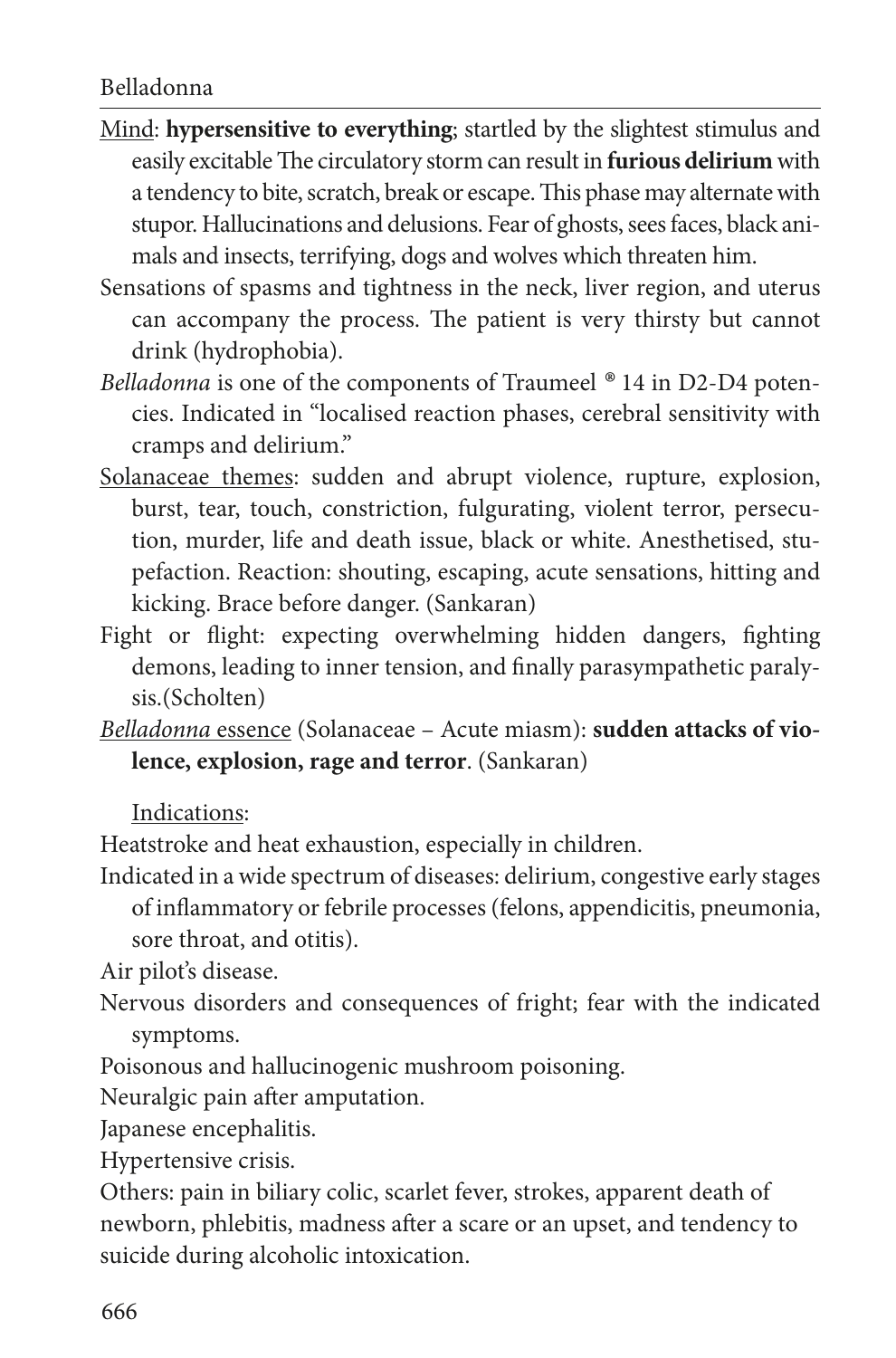Mind: **hypersensitive to everything**; startled by the slightest stimulus and easily excitable The circulatory storm can result in **furious delirium** with a tendency to bite, scratch, break or escape. This phase may alternate with stupor. Hallucinations and delusions. Fear of ghosts, sees faces, black animals and insects, terrifying, dogs and wolves which threaten him.

Sensations of spasms and tightness in the neck, liver region, and uterus can accompany the process. The patient is very thirsty but cannot drink (hydrophobia).

*Belladonna* is one of the components of Traumeel ® 14 in D2-D4 potencies. Indicated in "localised reaction phases, cerebral sensitivity with cramps and delirium."

Solanaceae themes: sudden and abrupt violence, rupture, explosion, burst, tear, touch, constriction, fulgurating, violent terror, persecution, murder, life and death issue, black or white. Anesthetised, stupefaction. Reaction: shouting, escaping, acute sensations, hitting and kicking. Brace before danger. (Sankaran)

Fight or flight: expecting overwhelming hidden dangers, fighting demons, leading to inner tension, and finally parasympathetic paralysis.(Scholten)

*Belladonna* essence (Solanaceae – Acute miasm): **sudden attacks of violence, explosion, rage and terror**. (Sankaran)

Indications:

Heatstroke and heat exhaustion, especially in children.

Indicated in a wide spectrum of diseases: delirium, congestive early stages of inflammatory or febrile processes (felons, appendicitis, pneumonia, sore throat, and otitis).

Air pilot's disease.

Nervous disorders and consequences of fright; fear with the indicated symptoms.

Poisonous and hallucinogenic mushroom poisoning.

Neuralgic pain after amputation.

Japanese encephalitis.

Hypertensive crisis.

Others: pain in biliary colic, scarlet fever, strokes, apparent death of newborn, phlebitis, madness after a scare or an upset, and tendency to suicide during alcoholic intoxication.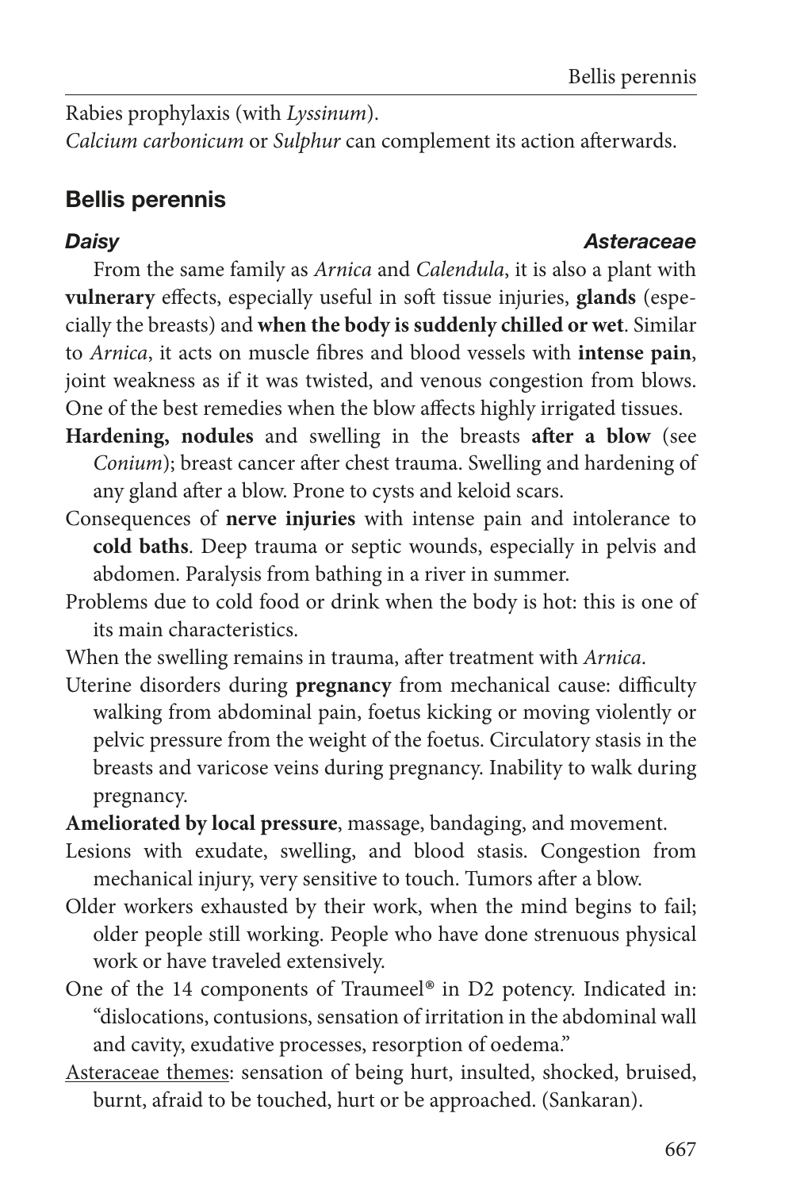Rabies prophylaxis (with *Lyssinum*).
*Calcium carbonicum* or *Sulphur* can complement its action afterwards.

## Bellis perennis

***Daisy*** ***Asteraceae***

From the same family as *Arnica* and *Calendula*, it is also a plant with **vulnerary** effects, especially useful in soft tissue injuries, **glands** (especially the breasts) and **when the body is suddenly chilled or wet**. Similar to *Arnica*, it acts on muscle fibres and blood vessels with **intense pain**, joint weakness as if it was twisted, and venous congestion from blows. One of the best remedies when the blow affects highly irrigated tissues.

**Hardening, nodules** and swelling in the breasts **after a blow** (see *Conium*); breast cancer after chest trauma. Swelling and hardening of any gland after a blow. Prone to cysts and keloid scars.

Consequences of **nerve injuries** with intense pain and intolerance to **cold baths**. Deep trauma or septic wounds, especially in pelvis and abdomen. Paralysis from bathing in a river in summer.

Problems due to cold food or drink when the body is hot: this is one of its main characteristics.

When the swelling remains in trauma, after treatment with *Arnica*.

Uterine disorders during **pregnancy** from mechanical cause: difficulty walking from abdominal pain, foetus kicking or moving violently or pelvic pressure from the weight of the foetus. Circulatory stasis in the breasts and varicose veins during pregnancy. Inability to walk during pregnancy.

**Ameliorated by local pressure**, massage, bandaging, and movement.

Lesions with exudate, swelling, and blood stasis. Congestion from mechanical injury, very sensitive to touch. Tumors after a blow.

Older workers exhausted by their work, when the mind begins to fail; older people still working. People who have done strenuous physical work or have traveled extensively.

One of the 14 components of Traumeel® in D2 potency. Indicated in: "dislocations, contusions, sensation of irritation in the abdominal wall and cavity, exudative processes, resorption of oedema."

<u>Asteraceae themes</u>: sensation of being hurt, insulted, shocked, bruised, burnt, afraid to be touched, hurt or be approached. (Sankaran).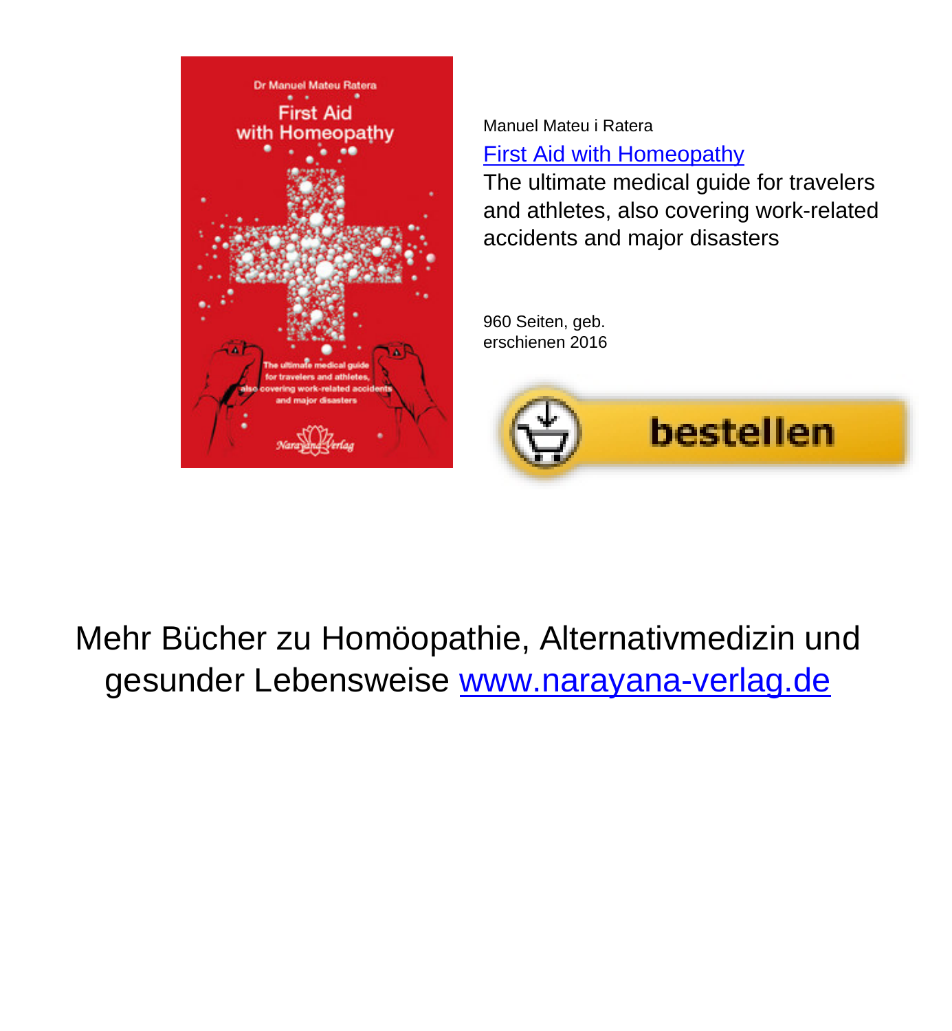Manuel Mateu i Ratera

[First Aid with Homeopathy](#)

The ultimate medical guide for travelers and athletes, also covering work-related accidents and major disasters

960 Seiten, geb.
erschienen 2016

bestellen

Mehr Bücher zu Homöopathie, Alternativmedizin und gesunder Lebensweise [www.narayana-verlag.de](http://www.narayana-verlag.de)